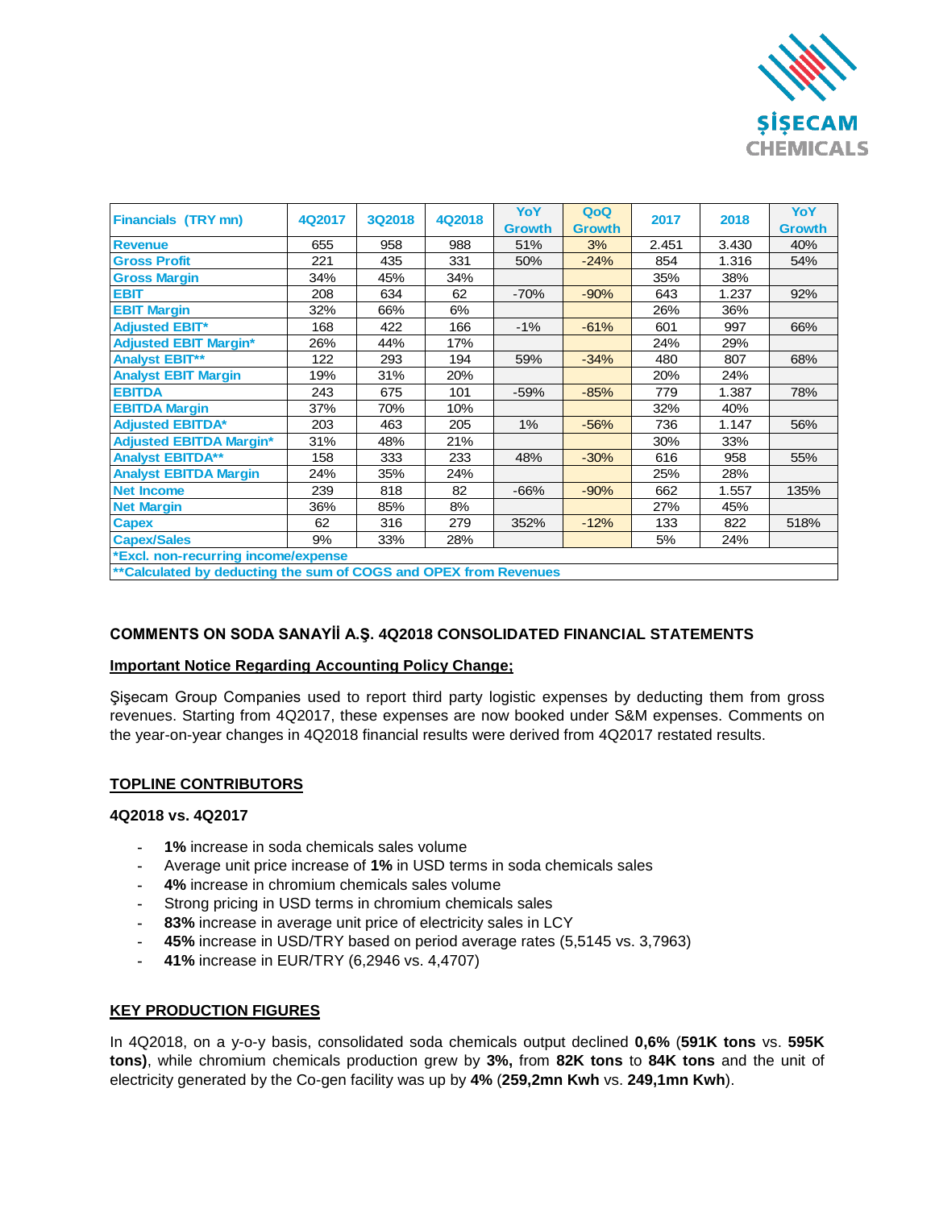ŞİŞECAM CHEMICALS

| Financials (TRY mn) | 4Q2017 | 3Q2018 | 4Q2018 | YoY Growth | QoQ Growth | 2017 | 2018 | YoY Growth |
|---|---|---|---|---|---|---|---|---|
| Revenue | 655 | 958 | 988 | 51% | 3% | 2.451 | 3.430 | 40% |
| Gross Profit | 221 | 435 | 331 | 50% | -24% | 854 | 1.316 | 54% |
| Gross Margin | 34% | 45% | 34% | | | 35% | 38% | |
| EBIT | 208 | 634 | 62 | -70% | -90% | 643 | 1.237 | 92% |
| EBIT Margin | 32% | 66% | 6% | | | 26% | 36% | |
| Adjusted EBIT* | 168 | 422 | 166 | -1% | -61% | 601 | 997 | 66% |
| Adjusted EBIT Margin* | 26% | 44% | 17% | | | 24% | 29% | |
| Analyst EBIT** | 122 | 293 | 194 | 59% | -34% | 480 | 807 | 68% |
| Analyst EBIT Margin | 19% | 31% | 20% | | | 20% | 24% | |
| EBITDA | 243 | 675 | 101 | -59% | -85% | 779 | 1.387 | 78% |
| EBITDA Margin | 37% | 70% | 10% | | | 32% | 40% | |
| Adjusted EBITDA* | 203 | 463 | 205 | 1% | -56% | 736 | 1.147 | 56% |
| Adjusted EBITDA Margin* | 31% | 48% | 21% | | | 30% | 33% | |
| Analyst EBITDA** | 158 | 333 | 233 | 48% | -30% | 616 | 958 | 55% |
| Analyst EBITDA Margin | 24% | 35% | 24% | | | 25% | 28% | |
| Net Income | 239 | 818 | 82 | -66% | -90% | 662 | 1.557 | 135% |
| Net Margin | 36% | 85% | 8% | | | 27% | 45% | |
| Capex | 62 | 316 | 279 | 352% | -12% | 133 | 822 | 518% |
| Capex/Sales | 9% | 33% | 28% | | | 5% | 24% | |
| *Excl. non-recurring income/expense | | | | | | | | |
| **Calculated by deducting the sum of COGS and OPEX from Revenues | | | | | | | | |

## COMMENTS ON SODA SANAYİİ A.Ş. 4Q2018 CONSOLIDATED FINANCIAL STATEMENTS

**Important Notice Regarding Accounting Policy Change;**

Şişecam Group Companies used to report third party logistic expenses by deducting them from gross revenues. Starting from 4Q2017, these expenses are now booked under S&M expenses. Comments on the year-on-year changes in 4Q2018 financial results were derived from 4Q2017 restated results.

### TOPLINE CONTRIBUTORS

**4Q2018 vs. 4Q2017**

- **1%** increase in soda chemicals sales volume
- Average unit price increase of **1%** in USD terms in soda chemicals sales
- **4%** increase in chromium chemicals sales volume
- Strong pricing in USD terms in chromium chemicals sales
- **83%** increase in average unit price of electricity sales in LCY
- **45%** increase in USD/TRY based on period average rates (5,5145 vs. 3,7963)
- **41%** increase in EUR/TRY (6,2946 vs. 4,4707)

### KEY PRODUCTION FIGURES

In 4Q2018, on a y-o-y basis, consolidated soda chemicals output declined **0,6%** (**591K tons** vs. **595K tons)**, while chromium chemicals production grew by **3%,** from **82K tons** to **84K tons** and the unit of electricity generated by the Co-gen facility was up by **4%** (**259,2mn Kwh** vs. **249,1mn Kwh**).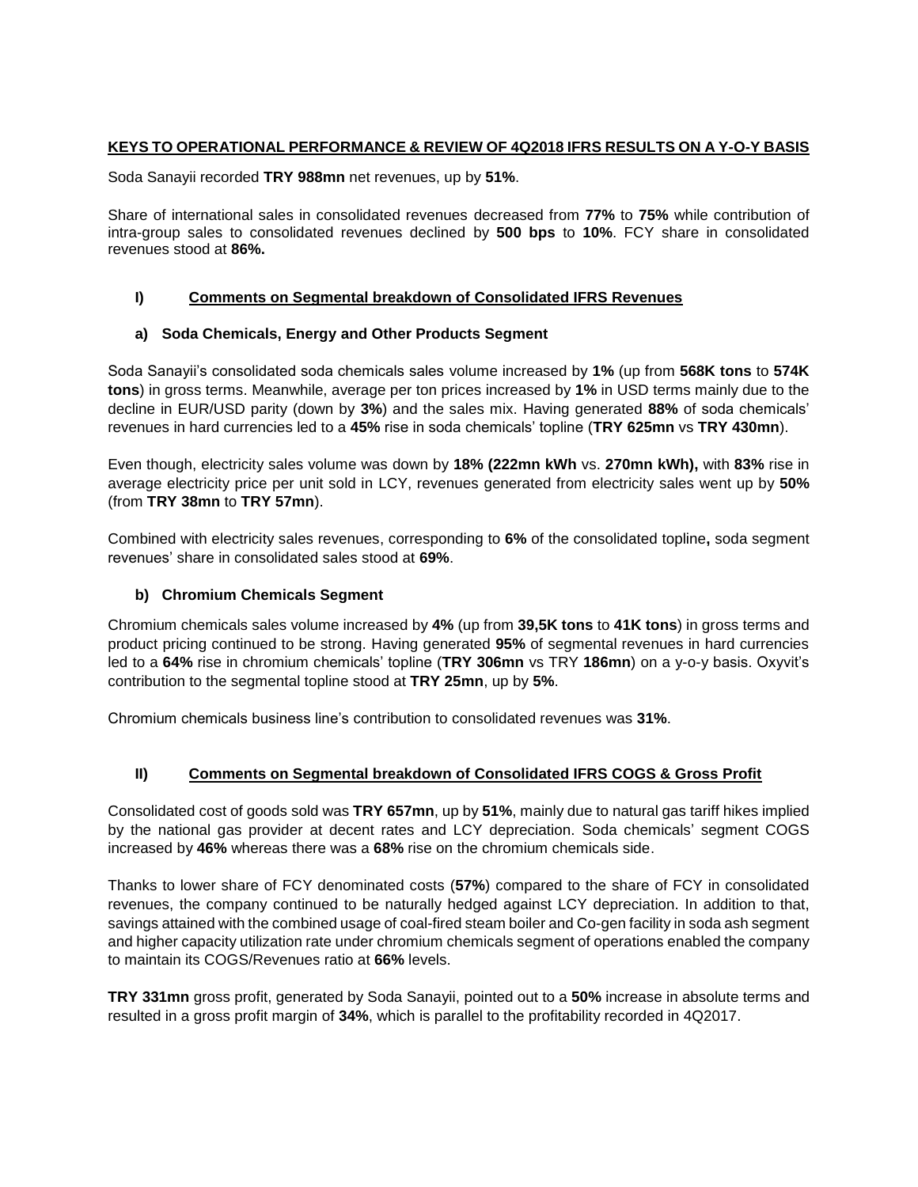## KEYS TO OPERATIONAL PERFORMANCE & REVIEW OF 4Q2018 IFRS RESULTS ON A Y-O-Y BASIS

Soda Sanayii recorded **TRY 988mn** net revenues, up by **51%**.

Share of international sales in consolidated revenues decreased from **77%** to **75%** while contribution of intra-group sales to consolidated revenues declined by **500 bps** to **10%**. FCY share in consolidated revenues stood at **86%.**

### I) Comments on Segmental breakdown of Consolidated IFRS Revenues

#### a) Soda Chemicals, Energy and Other Products Segment

Soda Sanayii's consolidated soda chemicals sales volume increased by **1%** (up from **568K tons** to **574K tons**) in gross terms. Meanwhile, average per ton prices increased by **1%** in USD terms mainly due to the decline in EUR/USD parity (down by **3%**) and the sales mix. Having generated **88%** of soda chemicals' revenues in hard currencies led to a **45%** rise in soda chemicals' topline (**TRY 625mn** vs **TRY 430mn**).

Even though, electricity sales volume was down by **18% (222mn kWh** vs. **270mn kWh),** with **83%** rise in average electricity price per unit sold in LCY, revenues generated from electricity sales went up by **50%** (from **TRY 38mn** to **TRY 57mn**).

Combined with electricity sales revenues, corresponding to **6%** of the consolidated topline**,** soda segment revenues' share in consolidated sales stood at **69%**.

#### b) Chromium Chemicals Segment

Chromium chemicals sales volume increased by **4%** (up from **39,5K tons** to **41K tons**) in gross terms and product pricing continued to be strong. Having generated **95%** of segmental revenues in hard currencies led to a **64%** rise in chromium chemicals' topline (**TRY 306mn** vs TRY **186mn**) on a y-o-y basis. Oxyvit's contribution to the segmental topline stood at **TRY 25mn**, up by **5%**.

Chromium chemicals business line's contribution to consolidated revenues was **31%**.

### II) Comments on Segmental breakdown of Consolidated IFRS COGS & Gross Profit

Consolidated cost of goods sold was **TRY 657mn**, up by **51%**, mainly due to natural gas tariff hikes implied by the national gas provider at decent rates and LCY depreciation. Soda chemicals' segment COGS increased by **46%** whereas there was a **68%** rise on the chromium chemicals side.

Thanks to lower share of FCY denominated costs (**57%**) compared to the share of FCY in consolidated revenues, the company continued to be naturally hedged against LCY depreciation. In addition to that, savings attained with the combined usage of coal-fired steam boiler and Co-gen facility in soda ash segment and higher capacity utilization rate under chromium chemicals segment of operations enabled the company to maintain its COGS/Revenues ratio at **66%** levels.

**TRY 331mn** gross profit, generated by Soda Sanayii, pointed out to a **50%** increase in absolute terms and resulted in a gross profit margin of **34%**, which is parallel to the profitability recorded in 4Q2017.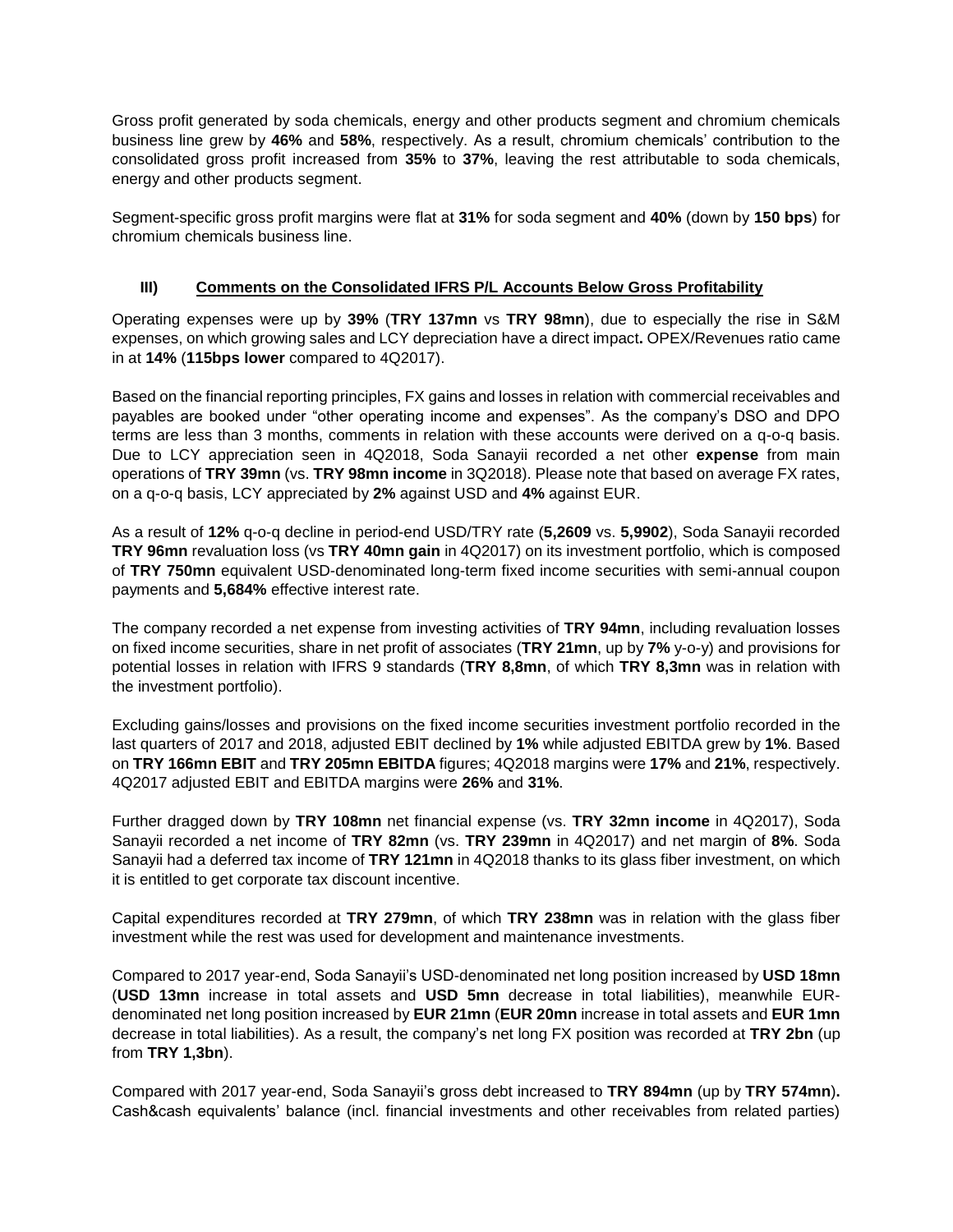Gross profit generated by soda chemicals, energy and other products segment and chromium chemicals business line grew by **46%** and **58%**, respectively. As a result, chromium chemicals' contribution to the consolidated gross profit increased from **35%** to **37%**, leaving the rest attributable to soda chemicals, energy and other products segment.

Segment-specific gross profit margins were flat at **31%** for soda segment and **40%** (down by **150 bps**) for chromium chemicals business line.

### III) Comments on the Consolidated IFRS P/L Accounts Below Gross Profitability

Operating expenses were up by **39%** (**TRY 137mn** vs **TRY 98mn**), due to especially the rise in S&M expenses, on which growing sales and LCY depreciation have a direct impact**.** OPEX/Revenues ratio came in at **14%** (**115bps lower** compared to 4Q2017).

Based on the financial reporting principles, FX gains and losses in relation with commercial receivables and payables are booked under "other operating income and expenses". As the company's DSO and DPO terms are less than 3 months, comments in relation with these accounts were derived on a q-o-q basis. Due to LCY appreciation seen in 4Q2018, Soda Sanayii recorded a net other **expense** from main operations of **TRY 39mn** (vs. **TRY 98mn income** in 3Q2018). Please note that based on average FX rates, on a q-o-q basis, LCY appreciated by **2%** against USD and **4%** against EUR.

As a result of **12%** q-o-q decline in period-end USD/TRY rate (**5,2609** vs. **5,9902**), Soda Sanayii recorded **TRY 96mn** revaluation loss (vs **TRY 40mn gain** in 4Q2017) on its investment portfolio, which is composed of **TRY 750mn** equivalent USD-denominated long-term fixed income securities with semi-annual coupon payments and **5,684%** effective interest rate.

The company recorded a net expense from investing activities of **TRY 94mn**, including revaluation losses on fixed income securities, share in net profit of associates (**TRY 21mn**, up by **7%** y-o-y) and provisions for potential losses in relation with IFRS 9 standards (**TRY 8,8mn**, of which **TRY 8,3mn** was in relation with the investment portfolio).

Excluding gains/losses and provisions on the fixed income securities investment portfolio recorded in the last quarters of 2017 and 2018, adjusted EBIT declined by **1%** while adjusted EBITDA grew by **1%**. Based on **TRY 166mn EBIT** and **TRY 205mn EBITDA** figures; 4Q2018 margins were **17%** and **21%**, respectively. 4Q2017 adjusted EBIT and EBITDA margins were **26%** and **31%**.

Further dragged down by **TRY 108mn** net financial expense (vs. **TRY 32mn income** in 4Q2017), Soda Sanayii recorded a net income of **TRY 82mn** (vs. **TRY 239mn** in 4Q2017) and net margin of **8%**. Soda Sanayii had a deferred tax income of **TRY 121mn** in 4Q2018 thanks to its glass fiber investment, on which it is entitled to get corporate tax discount incentive.

Capital expenditures recorded at **TRY 279mn**, of which **TRY 238mn** was in relation with the glass fiber investment while the rest was used for development and maintenance investments.

Compared to 2017 year-end, Soda Sanayii's USD-denominated net long position increased by **USD 18mn** (**USD 13mn** increase in total assets and **USD 5mn** decrease in total liabilities), meanwhile EUR-denominated net long position increased by **EUR 21mn** (**EUR 20mn** increase in total assets and **EUR 1mn** decrease in total liabilities). As a result, the company's net long FX position was recorded at **TRY 2bn** (up from **TRY 1,3bn**).

Compared with 2017 year-end, Soda Sanayii's gross debt increased to **TRY 894mn** (up by **TRY 574mn**)**.** Cash&cash equivalents' balance (incl. financial investments and other receivables from related parties)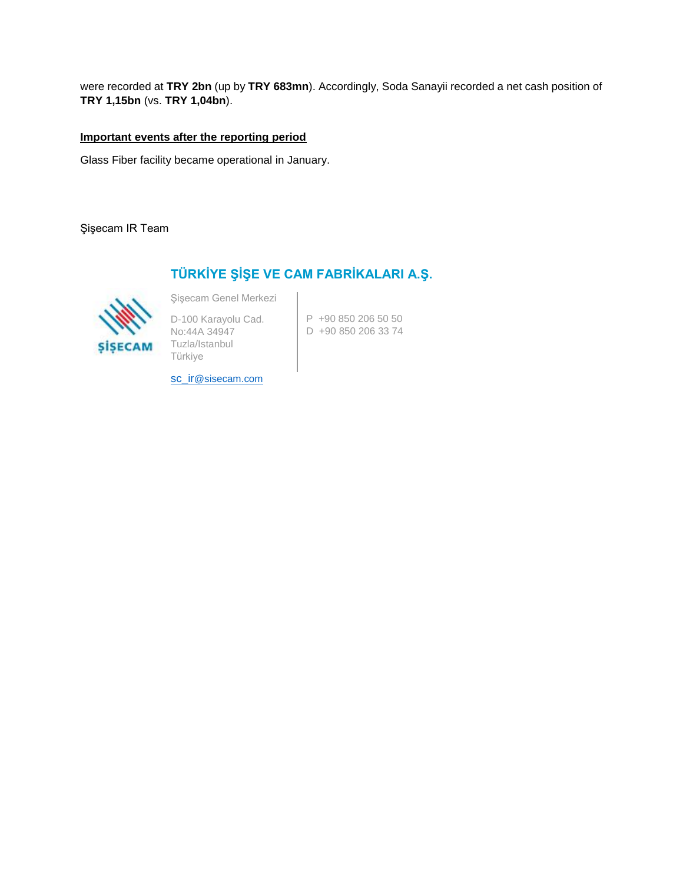were recorded at **TRY 2bn** (up by **TRY 683mn**). Accordingly, Soda Sanayii recorded a net cash position of **TRY 1,15bn** (vs. **TRY 1,04bn**).

**Important events after the reporting period**

Glass Fiber facility became operational in January.

Şişecam IR Team

**TÜRKİYE ŞİŞE VE CAM FABRİKALARI A.Ş.**

ŞİŞECAM

Şişecam Genel Merkezi

D-100 Karayolu Cad.
No:44A 34947
Tuzla/Istanbul
Türkiye

P +90 850 206 50 50
D +90 850 206 33 74

sc_ir@sisecam.com